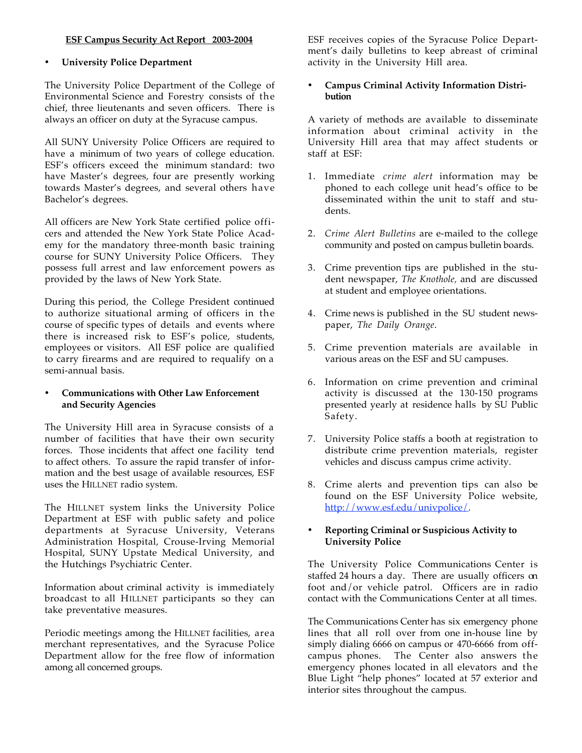**ESF Campus Security Act Report 2003-2004**

- **University Police Department**

The University Police Department of the College of Environmental Science and Forestry consists of the chief, three lieutenants and seven officers. There is always an officer on duty at the Syracuse campus.

All SUNY University Police Officers are required to have a minimum of two years of college education. ESF's officers exceed the minimum standard: two have Master's degrees, four are presently working towards Master's degrees, and several others have Bachelor's degrees.

All officers are New York State certified police officers and attended the New York State Police Academy for the mandatory three-month basic training course for SUNY University Police Officers. They possess full arrest and law enforcement powers as provided by the laws of New York State.

During this period, the College President continued to authorize situational arming of officers in the course of specific types of details and events where there is increased risk to ESF's police, students, employees or visitors. All ESF police are qualified to carry firearms and are required to requalify on a semi-annual basis.

- **Communications with Other Law Enforcement and Security Agencies**

The University Hill area in Syracuse consists of a number of facilities that have their own security forces. Those incidents that affect one facility tend to affect others. To assure the rapid transfer of information and the best usage of available resources, ESF uses the HILLNET radio system.

The HILLNET system links the University Police Department at ESF with public safety and police departments at Syracuse University, Veterans Administration Hospital, Crouse-Irving Memorial Hospital, SUNY Upstate Medical University, and the Hutchings Psychiatric Center.

Information about criminal activity is immediately broadcast to all HILLNET participants so they can take preventative measures.

Periodic meetings among the HILLNET facilities, area merchant representatives, and the Syracuse Police Department allow for the free flow of information among all concerned groups.

ESF receives copies of the Syracuse Police Department's daily bulletins to keep abreast of criminal activity in the University Hill area.

- **Campus Criminal Activity Information Distribution**

A variety of methods are available to disseminate information about criminal activity in the University Hill area that may affect students or staff at ESF:

1. Immediate *crime alert* information may be phoned to each college unit head's office to be disseminated within the unit to staff and students.

2. *Crime Alert Bulletins* are e-mailed to the college community and posted on campus bulletin boards.

3. Crime prevention tips are published in the student newspaper, *The Knothole,* and are discussed at student and employee orientations.

4. Crime news is published in the SU student newspaper, *The Daily Orange*.

5. Crime prevention materials are available in various areas on the ESF and SU campuses.

6. Information on crime prevention and criminal activity is discussed at the 130-150 programs presented yearly at residence halls by SU Public Safety.

7. University Police staffs a booth at registration to distribute crime prevention materials, register vehicles and discuss campus crime activity.

8. Crime alerts and prevention tips can also be found on the ESF University Police website, http://www.esf.edu/univpolice/.

- **Reporting Criminal or Suspicious Activity to University Police**

The University Police Communications Center is staffed 24 hours a day. There are usually officers on foot and/or vehicle patrol. Officers are in radio contact with the Communications Center at all times.

The Communications Center has six emergency phone lines that all roll over from one in-house line by simply dialing 6666 on campus or 470-6666 from off-campus phones. The Center also answers the emergency phones located in all elevators and the Blue Light "help phones" located at 57 exterior and interior sites throughout the campus.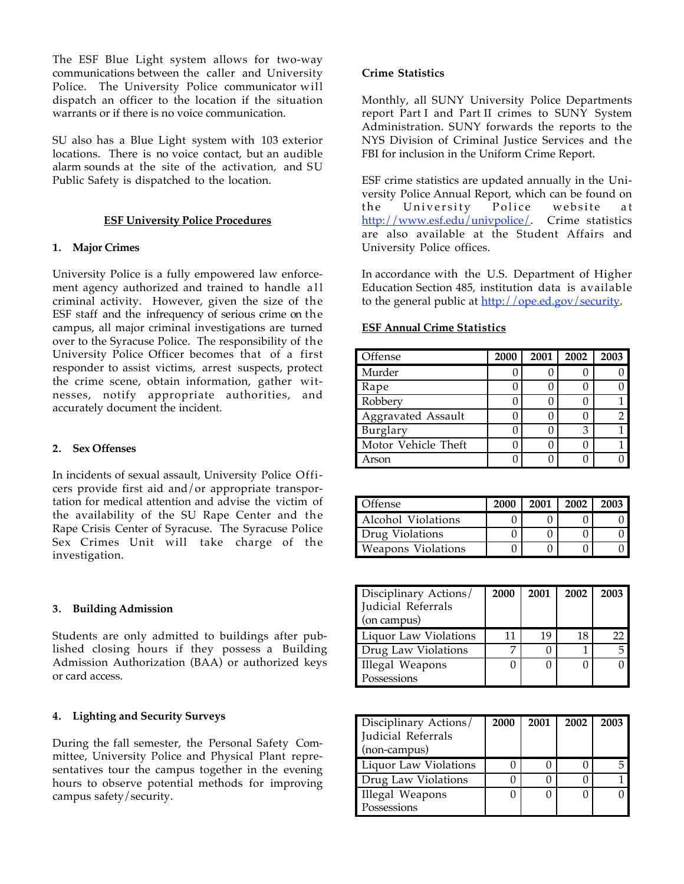The ESF Blue Light system allows for two-way communications between the caller and University Police. The University Police communicator will dispatch an officer to the location if the situation warrants or if there is no voice communication.

SU also has a Blue Light system with 103 exterior locations. There is no voice contact, but an audible alarm sounds at the site of the activation, and SU Public Safety is dispatched to the location.

## ESF University Police Procedures

### 1. Major Crimes

University Police is a fully empowered law enforcement agency authorized and trained to handle all criminal activity. However, given the size of the ESF staff and the infrequency of serious crime on the campus, all major criminal investigations are turned over to the Syracuse Police. The responsibility of the University Police Officer becomes that of a first responder to assist victims, arrest suspects, protect the crime scene, obtain information, gather witnesses, notify appropriate authorities, and accurately document the incident.

### 2. Sex Offenses

In incidents of sexual assault, University Police Officers provide first aid and/or appropriate transportation for medical attention and advise the victim of the availability of the SU Rape Center and the Rape Crisis Center of Syracuse. The Syracuse Police Sex Crimes Unit will take charge of the investigation.

### 3. Building Admission

Students are only admitted to buildings after published closing hours if they possess a Building Admission Authorization (BAA) or authorized keys or card access.

### 4. Lighting and Security Surveys

During the fall semester, the Personal Safety Committee, University Police and Physical Plant representatives tour the campus together in the evening hours to observe potential methods for improving campus safety/security.

## Crime Statistics

Monthly, all SUNY University Police Departments report Part I and Part II crimes to SUNY System Administration. SUNY forwards the reports to the NYS Division of Criminal Justice Services and the FBI for inclusion in the Uniform Crime Report.

ESF crime statistics are updated annually in the University Police Annual Report, which can be found on the University Police website at http://www.esf.edu/univpolice/. Crime statistics are also available at the Student Affairs and University Police offices.

In accordance with the U.S. Department of Higher Education Section 485, institution data is available to the general public at http://ope.ed.gov/security.

## ESF Annual Crime Statistics

| Offense | 2000 | 2001 | 2002 | 2003 |
|---|---|---|---|---|
| Murder | 0 | 0 | 0 | 0 |
| Rape | 0 | 0 | 0 | 0 |
| Robbery | 0 | 0 | 0 | 1 |
| Aggravated Assault | 0 | 0 | 0 | 2 |
| Burglary | 0 | 0 | 3 | 1 |
| Motor Vehicle Theft | 0 | 0 | 0 | 1 |
| Arson | 0 | 0 | 0 | 0 |

| Offense | 2000 | 2001 | 2002 | 2003 |
|---|---|---|---|---|
| Alcohol Violations | 0 | 0 | 0 | 0 |
| Drug Violations | 0 | 0 | 0 | 0 |
| Weapons Violations | 0 | 0 | 0 | 0 |

| Disciplinary Actions/ Judicial Referrals (on campus) | 2000 | 2001 | 2002 | 2003 |
|---|---|---|---|---|
| Liquor Law Violations | 11 | 19 | 18 | 22 |
| Drug Law Violations | 7 | 0 | 1 | 5 |
| Illegal Weapons Possessions | 0 | 0 | 0 | 0 |

| Disciplinary Actions/ Judicial Referrals (non-campus) | 2000 | 2001 | 2002 | 2003 |
|---|---|---|---|---|
| Liquor Law Violations | 0 | 0 | 0 | 5 |
| Drug Law Violations | 0 | 0 | 0 | 1 |
| Illegal Weapons Possessions | 0 | 0 | 0 | 0 |